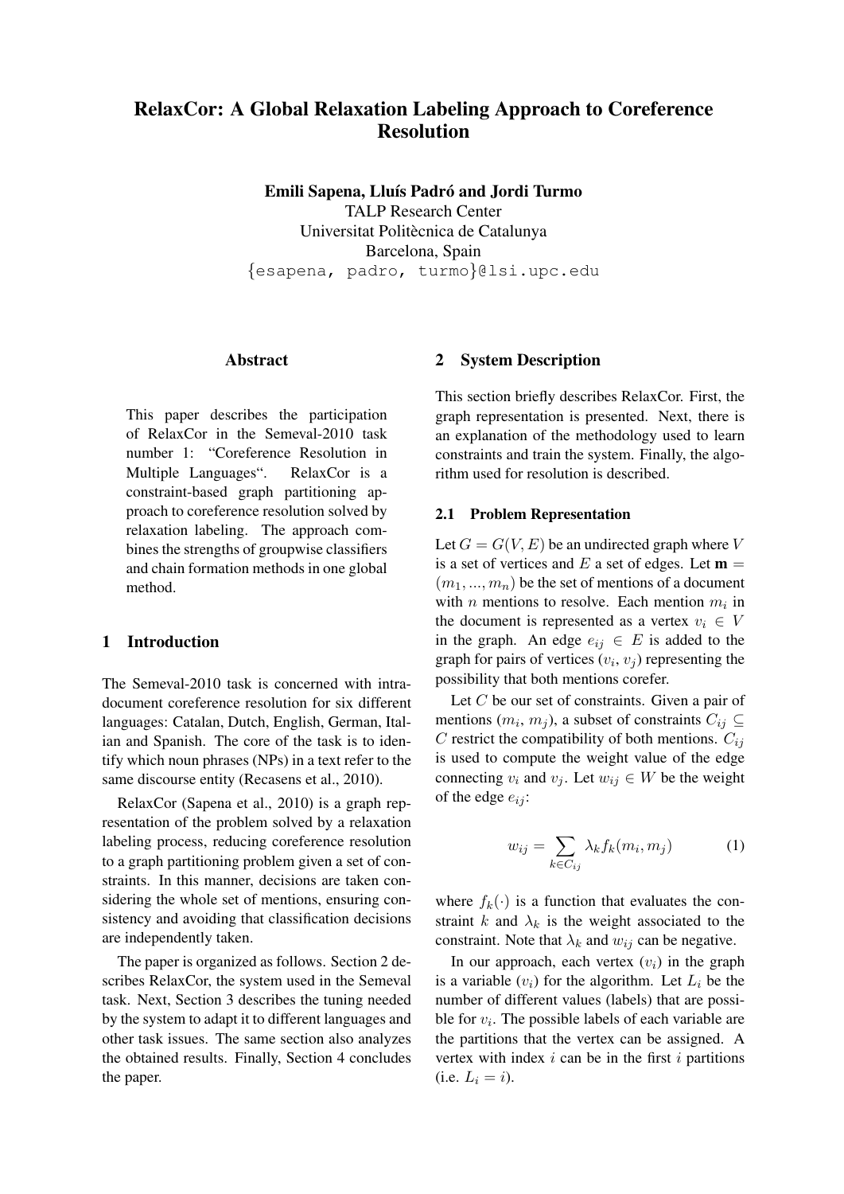# RelaxCor: A Global Relaxation Labeling Approach to Coreference Resolution

**Emili Sapena, Lluís Padró and Jordi Turmo**
TALP Research Center
Universitat Politècnica de Catalunya
Barcelona, Spain
{esapena, padro, turmo}@lsi.upc.edu

## Abstract

This paper describes the participation of RelaxCor in the Semeval-2010 task number 1: "Coreference Resolution in Multiple Languages". RelaxCor is a constraint-based graph partitioning approach to coreference resolution solved by relaxation labeling. The approach combines the strengths of groupwise classifiers and chain formation methods in one global method.

## 1 Introduction

The Semeval-2010 task is concerned with intra-document coreference resolution for six different languages: Catalan, Dutch, English, German, Italian and Spanish. The core of the task is to identify which noun phrases (NPs) in a text refer to the same discourse entity (Recasens et al., 2010).

RelaxCor (Sapena et al., 2010) is a graph representation of the problem solved by a relaxation labeling process, reducing coreference resolution to a graph partitioning problem given a set of constraints. In this manner, decisions are taken considering the whole set of mentions, ensuring consistency and avoiding that classification decisions are independently taken.

The paper is organized as follows. Section 2 describes RelaxCor, the system used in the Semeval task. Next, Section 3 describes the tuning needed by the system to adapt it to different languages and other task issues. The same section also analyzes the obtained results. Finally, Section 4 concludes the paper.

## 2 System Description

This section briefly describes RelaxCor. First, the graph representation is presented. Next, there is an explanation of the methodology used to learn constraints and train the system. Finally, the algorithm used for resolution is described.

### 2.1 Problem Representation

Let $G = G(V, E)$ be an undirected graph where $V$ is a set of vertices and $E$ a set of edges. Let $\mathbf{m} = (m_1, ..., m_n)$ be the set of mentions of a document with $n$ mentions to resolve. Each mention $m_i$ in the document is represented as a vertex $v_i \in V$ in the graph. An edge $e_{ij} \in E$ is added to the graph for pairs of vertices $(v_i, v_j)$ representing the possibility that both mentions corefer.

Let $C$ be our set of constraints. Given a pair of mentions $(m_i, m_j)$, a subset of constraints $C_{ij} \subseteq C$ restrict the compatibility of both mentions. $C_{ij}$ is used to compute the weight value of the edge connecting $v_i$ and $v_j$. Let $w_{ij} \in W$ be the weight of the edge $e_{ij}$:

$$w_{ij} = \sum_{k \in C_{ij}} \lambda_k f_k(m_i, m_j) \quad (1)$$

where $f_k(\cdot)$ is a function that evaluates the constraint $k$ and $\lambda_k$ is the weight associated to the constraint. Note that $\lambda_k$ and $w_{ij}$ can be negative.

In our approach, each vertex $(v_i)$ in the graph is a variable $(v_i)$ for the algorithm. Let $L_i$ be the number of different values (labels) that are possible for $v_i$. The possible labels of each variable are the partitions that the vertex can be assigned. A vertex with index $i$ can be in the first $i$ partitions (i.e. $L_i = i$).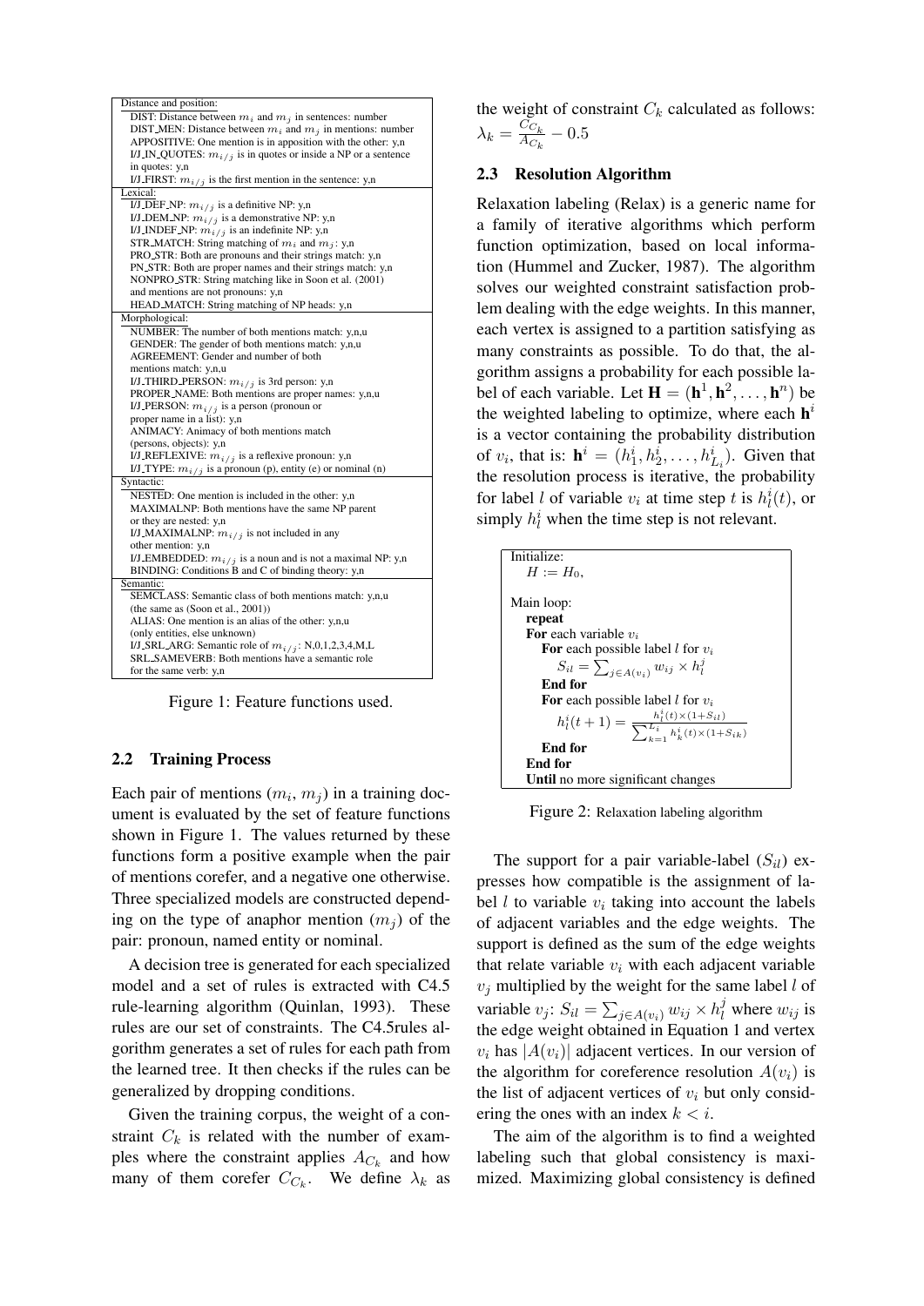Distance and position:

- DIST: Distance between $m_i$ and $m_j$ in sentences: number
- DIST_MEN: Distance between $m_i$ and $m_j$ in mentions: number
- APPOSITIVE: One mention is in apposition with the other: y,n
- I/J_IN_QUOTES: $m_{i/j}$ is in quotes or inside a NP or a sentence in quotes: y,n
- I/J_FIRST: $m_{i/j}$ is the first mention in the sentence: y,n

Lexical:

- I/J_DEF_NP: $m_{i/j}$ is a definitive NP: y,n
- I/J_DEM_NP: $m_{i/j}$ is a demonstrative NP: y,n
- I/J_INDEF_NP: $m_{i/j}$ is an indefinite NP: y,n
- STR_MATCH: String matching of $m_i$ and $m_j$: y,n
- PRO_STR: Both are pronouns and their strings match: y,n
- PN_STR: Both are proper names and their strings match: y,n
- NONPRO_STR: String matching like in Soon et al. (2001) and mentions are not pronouns: y,n
- HEAD_MATCH: String matching of NP heads: y,n

Morphological:

- NUMBER: The number of both mentions match: y,n,u
- GENDER: The gender of both mentions match: y,n,u
- AGREEMENT: Gender and number of both mentions match: y,n,u
- I/J_THIRD_PERSON: $m_{i/j}$ is 3rd person: y,n
- PROPER_NAME: Both mentions are proper names: y,n,u
- I/J_PERSON: $m_{i/j}$ is a person (pronoun or proper name in a list): y,n
- ANIMACY: Animacy of both mentions match (persons, objects): y,n
- I/J_REFLEXIVE: $m_{i/j}$ is a reflexive pronoun: y,n
- I/J_TYPE: $m_{i/j}$ is a pronoun (p), entity (e) or nominal (n)

Syntactic:

- NESTED: One mention is included in the other: y,n
- MAXIMALNP: Both mentions have the same NP parent or they are nested: y,n
- I/J_MAXIMALNP: $m_{i/j}$ is not included in any other mention: y,n
- I/J_EMBEDDED: $m_{i/j}$ is a noun and is not a maximal NP: y,n
- BINDING: Conditions B and C of binding theory: y,n

Semantic:

- SEMCLASS: Semantic class of both mentions match: y,n,u (the same as (Soon et al., 2001))
- ALIAS: One mention is an alias of the other: y,n,u (only entities, else unknown)
- I/J_SRL_ARG: Semantic role of $m_{i/j}$: N,0,1,2,3,4,M,L
- SRL_SAMEVERB: Both mentions have a semantic role for the same verb: y,n

Figure 1: Feature functions used.

## 2.2 Training Process

Each pair of mentions ($m_i$, $m_j$) in a training document is evaluated by the set of feature functions shown in Figure 1. The values returned by these functions form a positive example when the pair of mentions corefer, and a negative one otherwise. Three specialized models are constructed depending on the type of anaphor mention ($m_j$) of the pair: pronoun, named entity or nominal.

A decision tree is generated for each specialized model and a set of rules is extracted with C4.5 rule-learning algorithm (Quinlan, 1993). These rules are our set of constraints. The C4.5rules algorithm generates a set of rules for each path from the learned tree. It then checks if the rules can be generalized by dropping conditions.

Given the training corpus, the weight of a constraint $C_k$ is related with the number of examples where the constraint applies $A_{C_k}$ and how many of them corefer $C_{C_k}$. We define $\lambda_k$ as the weight of constraint $C_k$ calculated as follows: $\lambda_k = \frac{C_{C_k}}{A_{C_k}} - 0.5$

## 2.3 Resolution Algorithm

Relaxation labeling (Relax) is a generic name for a family of iterative algorithms which perform function optimization, based on local information (Hummel and Zucker, 1987). The algorithm solves our weighted constraint satisfaction problem dealing with the edge weights. In this manner, each vertex is assigned to a partition satisfying as many constraints as possible. To do that, the algorithm assigns a probability for each possible label of each variable. Let $\mathbf{H} = (\mathbf{h}^1, \mathbf{h}^2, \ldots, \mathbf{h}^n)$ be the weighted labeling to optimize, where each $\mathbf{h}^i$ is a vector containing the probability distribution of $v_i$, that is: $\mathbf{h}^i = (h^i_1, h^i_2, \ldots, h^i_{L_i})$. Given that the resolution process is iterative, the probability for label $l$ of variable $v_i$ at time step $t$ is $h^i_l(t)$, or simply $h^i_l$ when the time step is not relevant.

```
Initialize:
  H := H_0,

Main loop:
  repeat
    For each variable v_i
      For each possible label l for v_i
        S_il = Σ_{j∈A(v_i)} w_ij × h^j_l
      End for
      For each possible label l for v_i
        h^i_l(t+1) = h^i_l(t)×(1+S_il) / Σ_{k=1}^{L_i} h^i_k(t)×(1+S_ik)
      End for
    End for
  Until no more significant changes
```

Figure 2: Relaxation labeling algorithm

The support for a pair variable-label ($S_{il}$) expresses how compatible is the assignment of label $l$ to variable $v_i$ taking into account the labels of adjacent variables and the edge weights. The support is defined as the sum of the edge weights that relate variable $v_i$ with each adjacent variable $v_j$ multiplied by the weight for the same label $l$ of variable $v_j$: $S_{il} = \sum_{j \in A(v_i)} w_{ij} \times h^j_l$ where $w_{ij}$ is the edge weight obtained in Equation 1 and vertex $v_i$ has $|A(v_i)|$ adjacent vertices. In our version of the algorithm for coreference resolution $A(v_i)$ is the list of adjacent vertices of $v_i$ but only considering the ones with an index $k < i$.

The aim of the algorithm is to find a weighted labeling such that global consistency is maximized. Maximizing global consistency is defined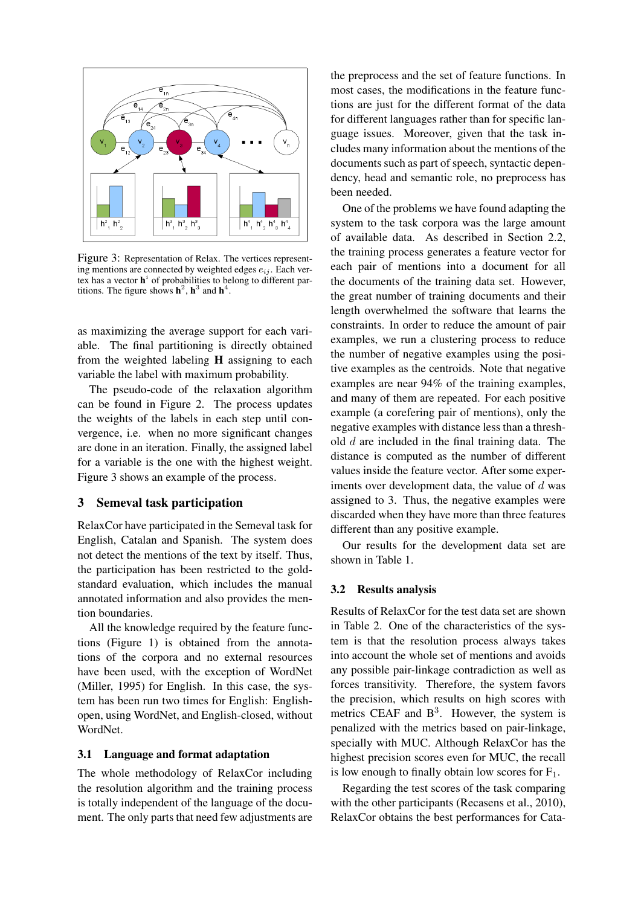Figure 3: Representation of Relax. The vertices representing mentions are connected by weighted edges $e_{ij}$. Each vertex has a vector $\mathbf{h}^i$ of probabilities to belong to different partitions. The figure shows $\mathbf{h}^2$, $\mathbf{h}^3$ and $\mathbf{h}^4$.

as maximizing the average support for each variable. The final partitioning is directly obtained from the weighted labeling $\mathbf{H}$ assigning to each variable the label with maximum probability.

The pseudo-code of the relaxation algorithm can be found in Figure 2. The process updates the weights of the labels in each step until convergence, i.e. when no more significant changes are done in an iteration. Finally, the assigned label for a variable is the one with the highest weight. Figure 3 shows an example of the process.

## 3 Semeval task participation

RelaxCor have participated in the Semeval task for English, Catalan and Spanish. The system does not detect the mentions of the text by itself. Thus, the participation has been restricted to the gold-standard evaluation, which includes the manual annotated information and also provides the mention boundaries.

All the knowledge required by the feature functions (Figure 1) is obtained from the annotations of the corpora and no external resources have been used, with the exception of WordNet (Miller, 1995) for English. In this case, the system has been run two times for English: English-open, using WordNet, and English-closed, without WordNet.

### 3.1 Language and format adaptation

The whole methodology of RelaxCor including the resolution algorithm and the training process is totally independent of the language of the document. The only parts that need few adjustments are the preprocess and the set of feature functions. In most cases, the modifications in the feature functions are just for the different format of the data for different languages rather than for specific language issues. Moreover, given that the task includes many information about the mentions of the documents such as part of speech, syntactic dependency, head and semantic role, no preprocess has been needed.

One of the problems we have found adapting the system to the task corpora was the large amount of available data. As described in Section 2.2, the training process generates a feature vector for each pair of mentions into a document for all the documents of the training data set. However, the great number of training documents and their length overwhelmed the software that learns the constraints. In order to reduce the amount of pair examples, we run a clustering process to reduce the number of negative examples using the positive examples as the centroids. Note that negative examples are near 94% of the training examples, and many of them are repeated. For each positive example (a corefering pair of mentions), only the negative examples with distance less than a threshold $d$ are included in the final training data. The distance is computed as the number of different values inside the feature vector. After some experiments over development data, the value of $d$ was assigned to 3. Thus, the negative examples were discarded when they have more than three features different than any positive example.

Our results for the development data set are shown in Table 1.

### 3.2 Results analysis

Results of RelaxCor for the test data set are shown in Table 2. One of the characteristics of the system is that the resolution process always takes into account the whole set of mentions and avoids any possible pair-linkage contradiction as well as forces transitivity. Therefore, the system favors the precision, which results on high scores with metrics CEAF and $B^3$. However, the system is penalized with the metrics based on pair-linkage, specially with MUC. Although RelaxCor has the highest precision scores even for MUC, the recall is low enough to finally obtain low scores for $F_1$.

Regarding the test scores of the task comparing with the other participants (Recasens et al., 2010), RelaxCor obtains the best performances for Cata-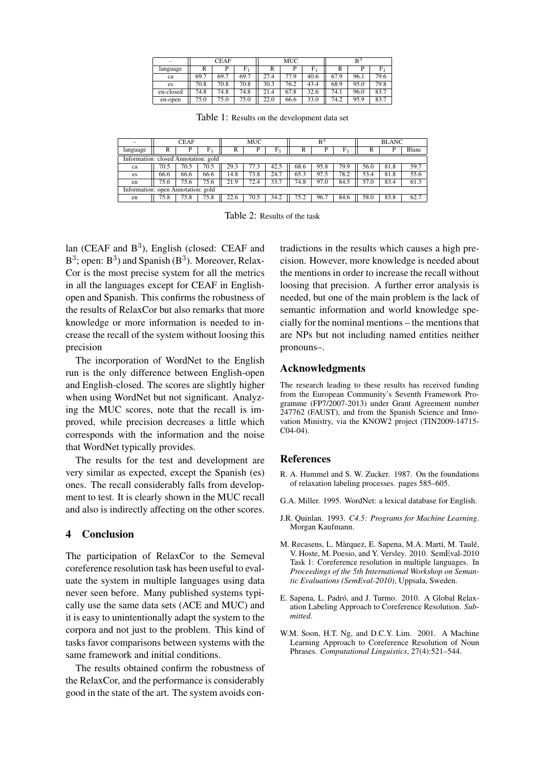| - | CEAF | | | MUC | | | $B^3$ | | |
|---|---|---|---|---|---|---|---|---|---|
| language | R | P | $F_1$ | R | P | $F_1$ | R | P | $F_1$ |
| ca | 69.7 | 69.7 | 69.7 | 27.4 | 77.9 | 40.6 | 67.9 | 96.1 | 79.6 |
| es | 70.8 | 70.8 | 70.8 | 30.3 | 76.2 | 43.4 | 68.9 | 95.0 | 79.8 |
| en-closed | 74.8 | 74.8 | 74.8 | 21.4 | 67.8 | 32.6 | 74.1 | 96.0 | 83.7 |
| en-open | 75.0 | 75.0 | 75.0 | 22.0 | 66.6 | 33.0 | 74.2 | 95.9 | 83.7 |

Table 1: Results on the development data set

| - | CEAF | | | MUC | | | $B^3$ | | | BLANC | | |
|---|---|---|---|---|---|---|---|---|---|---|---|---|
| language | R | P | $F_1$ | R | P | $F_1$ | R | P | $F_1$ | R | P | Blanc |
| Information: closed Annotation: gold | | | | | | | | | | | | |
| ca | 70.5 | 70.5 | 70.5 | 29.3 | 77.3 | 42.5 | 68.6 | 95.8 | 79.9 | 56.0 | 81.8 | 59.7 |
| es | 66.6 | 66.6 | 66.6 | 14.8 | 73.8 | 24.7 | 65.3 | 97.5 | 78.2 | 53.4 | 81.8 | 55.6 |
| en | 75.6 | 75.6 | 75.6 | 21.9 | 72.4 | 33.7 | 74.8 | 97.0 | 84.5 | 57.0 | 83.4 | 61.3 |
| Information: open Annotation: gold | | | | | | | | | | | | |
| en | 75.8 | 75.8 | 75.8 | 22.6 | 70.5 | 34.2 | 75.2 | 96.7 | 84.6 | 58.0 | 83.8 | 62.7 |

Table 2: Results of the task

lan (CEAF and $B^3$), English (closed: CEAF and $B^3$; open: $B^3$) and Spanish ($B^3$). Moreover, RelaxCor is the most precise system for all the metrics in all the languages except for CEAF in English-open and Spanish. This confirms the robustness of the results of RelaxCor but also remarks that more knowledge or more information is needed to increase the recall of the system without loosing this precision

The incorporation of WordNet to the English run is the only difference between English-open and English-closed. The scores are slightly higher when using WordNet but not significant. Analyzing the MUC scores, note that the recall is improved, while precision decreases a little which corresponds with the information and the noise that WordNet typically provides.

The results for the test and development are very similar as expected, except the Spanish (es) ones. The recall considerably falls from development to test. It is clearly shown in the MUC recall and also is indirectly affecting on the other scores.

## 4 Conclusion

The participation of RelaxCor to the Semeval coreference resolution task has been useful to evaluate the system in multiple languages using data never seen before. Many published systems typically use the same data sets (ACE and MUC) and it is easy to unintentionally adapt the system to the corpora and not just to the problem. This kind of tasks favor comparisons between systems with the same framework and initial conditions.

The results obtained confirm the robustness of the RelaxCor, and the performance is considerably good in the state of the art. The system avoids contradictions in the results which causes a high precision. However, more knowledge is needed about the mentions in order to increase the recall without loosing that precision. A further error analysis is needed, but one of the main problem is the lack of semantic information and world knowledge specially for the nominal mentions – the mentions that are NPs but not including named entities neither pronouns–.

## Acknowledgments

The research leading to these results has received funding from the European Community's Seventh Framework Programme (FP7/2007-2013) under Grant Agreement number 247762 (FAUST), and from the Spanish Science and Innovation Ministry, via the KNOW2 project (TIN2009-14715-C04-04).

## References

R. A. Hummel and S. W. Zucker. 1987. On the foundations of relaxation labeling processes. pages 585–605.

G.A. Miller. 1995. WordNet: a lexical database for English.

J.R. Quinlan. 1993. *C4.5: Programs for Machine Learning*. Morgan Kaufmann.

M. Recasens, L. Màrquez, E. Sapena, M.A. Martí, M. Taulé, V. Hoste, M. Poesio, and Y. Versley. 2010. SemEval-2010 Task 1: Coreference resolution in multiple languages. In *Proceedings of the 5th International Workshop on Semantic Evaluations (SemEval-2010)*, Uppsala, Sweden.

E. Sapena, L. Padró, and J. Turmo. 2010. A Global Relaxation Labeling Approach to Coreference Resolution. *Submitted*.

W.M. Soon, H.T. Ng, and D.C.Y. Lim. 2001. A Machine Learning Approach to Coreference Resolution of Noun Phrases. *Computational Linguistics*, 27(4):521–544.